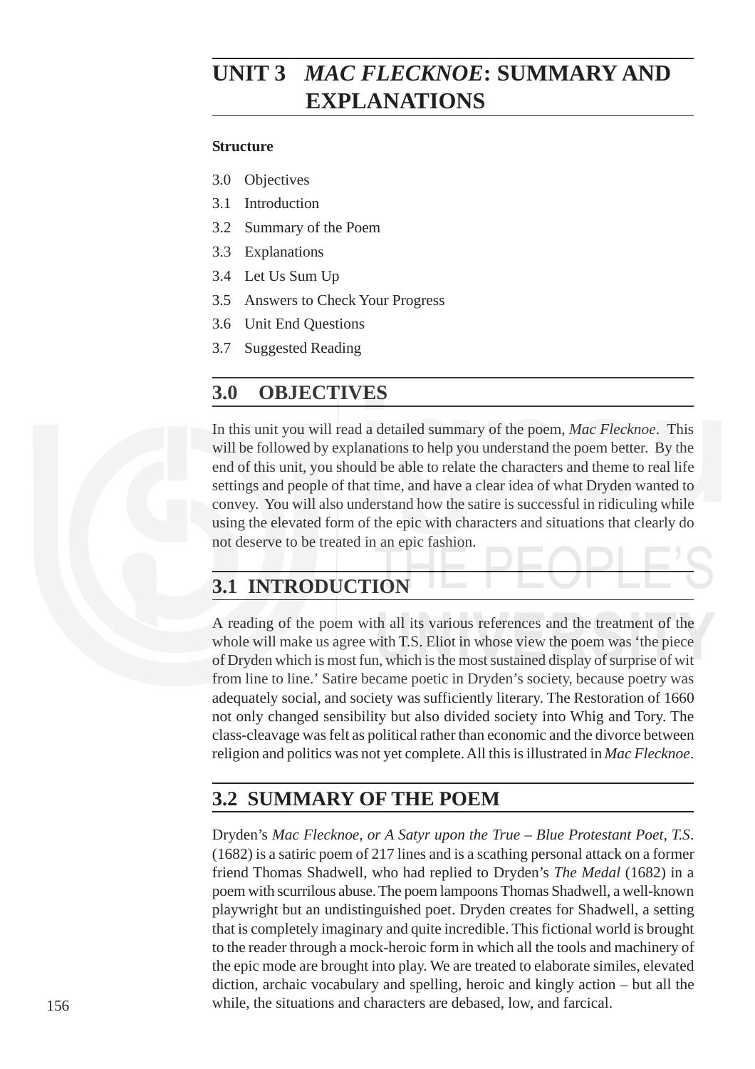# UNIT 3 *MAC FLECKNOE*: SUMMARY AND EXPLANATIONS

**Structure**

3.0 Objectives

3.1 Introduction

3.2 Summary of the Poem

3.3 Explanations

3.4 Let Us Sum Up

3.5 Answers to Check Your Progress

3.6 Unit End Questions

3.7 Suggested Reading

## 3.0 OBJECTIVES

In this unit you will read a detailed summary of the poem, *Mac Flecknoe*. This will be followed by explanations to help you understand the poem better. By the end of this unit, you should be able to relate the characters and theme to real life settings and people of that time, and have a clear idea of what Dryden wanted to convey. You will also understand how the satire is successful in ridiculing while using the elevated form of the epic with characters and situations that clearly do not deserve to be treated in an epic fashion.

## 3.1 INTRODUCTION

A reading of the poem with all its various references and the treatment of the whole will make us agree with T.S. Eliot in whose view the poem was 'the piece of Dryden which is most fun, which is the most sustained display of surprise of wit from line to line.' Satire became poetic in Dryden's society, because poetry was adequately social, and society was sufficiently literary. The Restoration of 1660 not only changed sensibility but also divided society into Whig and Tory. The class-cleavage was felt as political rather than economic and the divorce between religion and politics was not yet complete. All this is illustrated in *Mac Flecknoe*.

## 3.2 SUMMARY OF THE POEM

Dryden's *Mac Flecknoe, or A Satyr upon the True – Blue Protestant Poet, T.S.* (1682) is a satiric poem of 217 lines and is a scathing personal attack on a former friend Thomas Shadwell, who had replied to Dryden's *The Medal* (1682) in a poem with scurrilous abuse. The poem lampoons Thomas Shadwell, a well-known playwright but an undistinguished poet. Dryden creates for Shadwell, a setting that is completely imaginary and quite incredible. This fictional world is brought to the reader through a mock-heroic form in which all the tools and machinery of the epic mode are brought into play. We are treated to elaborate similes, elevated diction, archaic vocabulary and spelling, heroic and kingly action – but all the while, the situations and characters are debased, low, and farcical.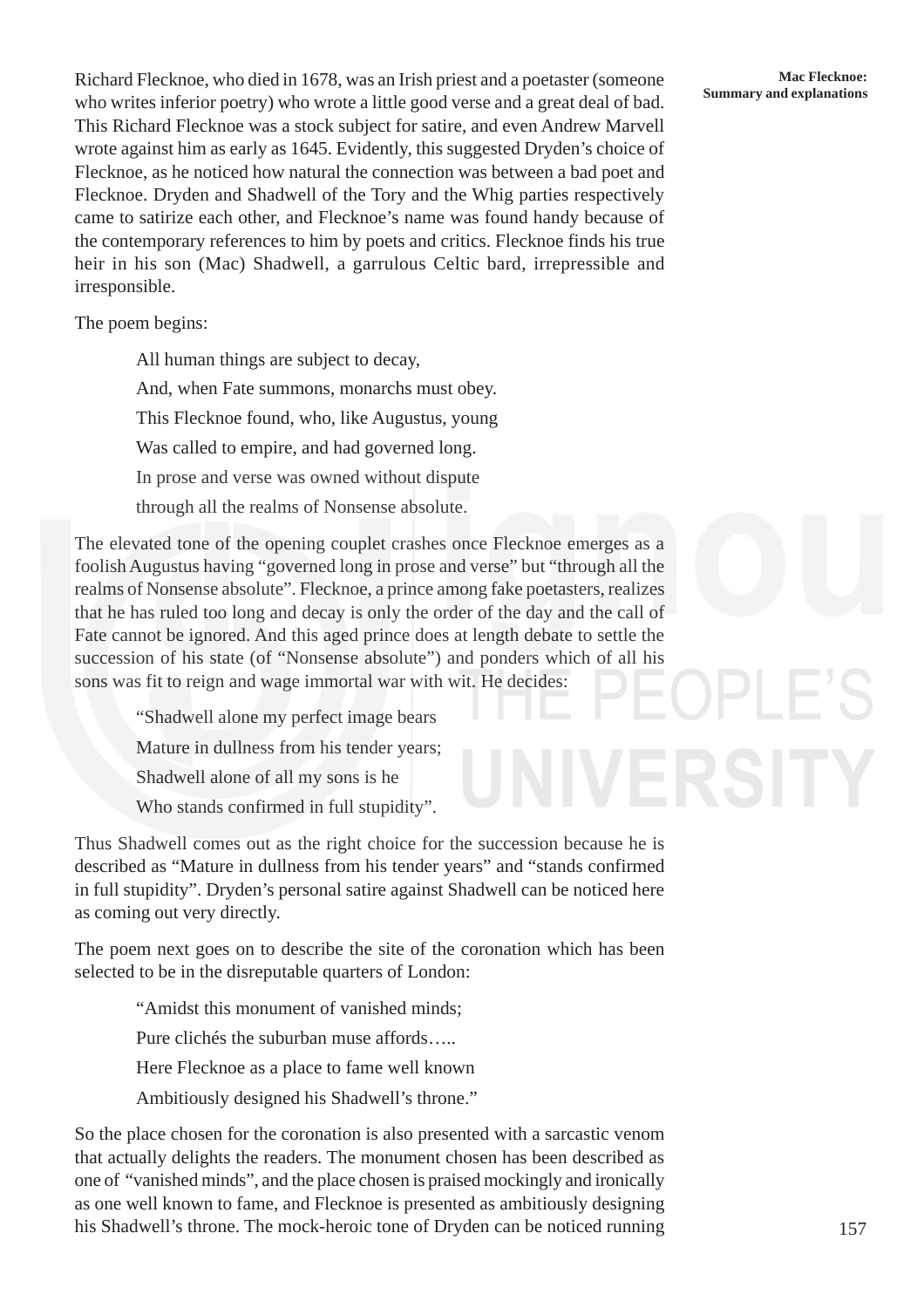Richard Flecknoe, who died in 1678, was an Irish priest and a poetaster (someone who writes inferior poetry) who wrote a little good verse and a great deal of bad. This Richard Flecknoe was a stock subject for satire, and even Andrew Marvell wrote against him as early as 1645. Evidently, this suggested Dryden's choice of Flecknoe, as he noticed how natural the connection was between a bad poet and Flecknoe. Dryden and Shadwell of the Tory and the Whig parties respectively came to satirize each other, and Flecknoe's name was found handy because of the contemporary references to him by poets and critics. Flecknoe finds his true heir in his son (Mac) Shadwell, a garrulous Celtic bard, irrepressible and irresponsible.

The poem begins:

> All human things are subject to decay,
>
> And, when Fate summons, monarchs must obey.
>
> This Flecknoe found, who, like Augustus, young
>
> Was called to empire, and had governed long.
>
> In prose and verse was owned without dispute
>
> through all the realms of Nonsense absolute.

The elevated tone of the opening couplet crashes once Flecknoe emerges as a foolish Augustus having "governed long in prose and verse" but "through all the realms of Nonsense absolute". Flecknoe, a prince among fake poetasters, realizes that he has ruled too long and decay is only the order of the day and the call of Fate cannot be ignored. And this aged prince does at length debate to settle the succession of his state (of "Nonsense absolute") and ponders which of all his sons was fit to reign and wage immortal war with wit. He decides:

> "Shadwell alone my perfect image bears
>
> Mature in dullness from his tender years;
>
> Shadwell alone of all my sons is he
>
> Who stands confirmed in full stupidity".

Thus Shadwell comes out as the right choice for the succession because he is described as "Mature in dullness from his tender years" and "stands confirmed in full stupidity". Dryden's personal satire against Shadwell can be noticed here as coming out very directly.

The poem next goes on to describe the site of the coronation which has been selected to be in the disreputable quarters of London:

> "Amidst this monument of vanished minds;
>
> Pure clichés the suburban muse affords…..
>
> Here Flecknoe as a place to fame well known
>
> Ambitiously designed his Shadwell's throne."

So the place chosen for the coronation is also presented with a sarcastic venom that actually delights the readers. The monument chosen has been described as one of "vanished minds", and the place chosen is praised mockingly and ironically as one well known to fame, and Flecknoe is presented as ambitiously designing his Shadwell's throne. The mock-heroic tone of Dryden can be noticed running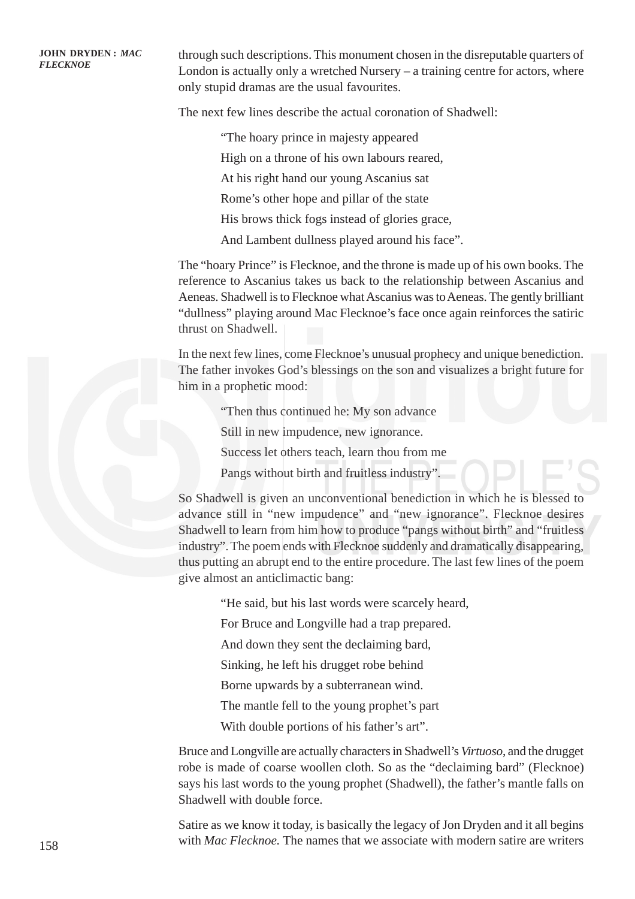through such descriptions. This monument chosen in the disreputable quarters of London is actually only a wretched Nursery – a training centre for actors, where only stupid dramas are the usual favourites.

The next few lines describe the actual coronation of Shadwell:

> "The hoary prince in majesty appeared
> 
> High on a throne of his own labours reared,
> 
> At his right hand our young Ascanius sat
> 
> Rome's other hope and pillar of the state
> 
> His brows thick fogs instead of glories grace,
> 
> And Lambent dullness played around his face".

The "hoary Prince" is Flecknoe, and the throne is made up of his own books. The reference to Ascanius takes us back to the relationship between Ascanius and Aeneas. Shadwell is to Flecknoe what Ascanius was to Aeneas. The gently brilliant "dullness" playing around Mac Flecknoe's face once again reinforces the satiric thrust on Shadwell.

In the next few lines, come Flecknoe's unusual prophecy and unique benediction. The father invokes God's blessings on the son and visualizes a bright future for him in a prophetic mood:

> "Then thus continued he: My son advance
> 
> Still in new impudence, new ignorance.
> 
> Success let others teach, learn thou from me
> 
> Pangs without birth and fruitless industry".

So Shadwell is given an unconventional benediction in which he is blessed to advance still in "new impudence" and "new ignorance". Flecknoe desires Shadwell to learn from him how to produce "pangs without birth" and "fruitless industry". The poem ends with Flecknoe suddenly and dramatically disappearing, thus putting an abrupt end to the entire procedure. The last few lines of the poem give almost an anticlimactic bang:

> "He said, but his last words were scarcely heard,
> 
> For Bruce and Longville had a trap prepared.
> 
> And down they sent the declaiming bard,
> 
> Sinking, he left his drugget robe behind
> 
> Borne upwards by a subterranean wind.
> 
> The mantle fell to the young prophet's part
> 
> With double portions of his father's art".

Bruce and Longville are actually characters in Shadwell's *Virtuoso*, and the drugget robe is made of coarse woollen cloth. So as the "declaiming bard" (Flecknoe) says his last words to the young prophet (Shadwell), the father's mantle falls on Shadwell with double force.

Satire as we know it today, is basically the legacy of Jon Dryden and it all begins with *Mac Flecknoe.* The names that we associate with modern satire are writers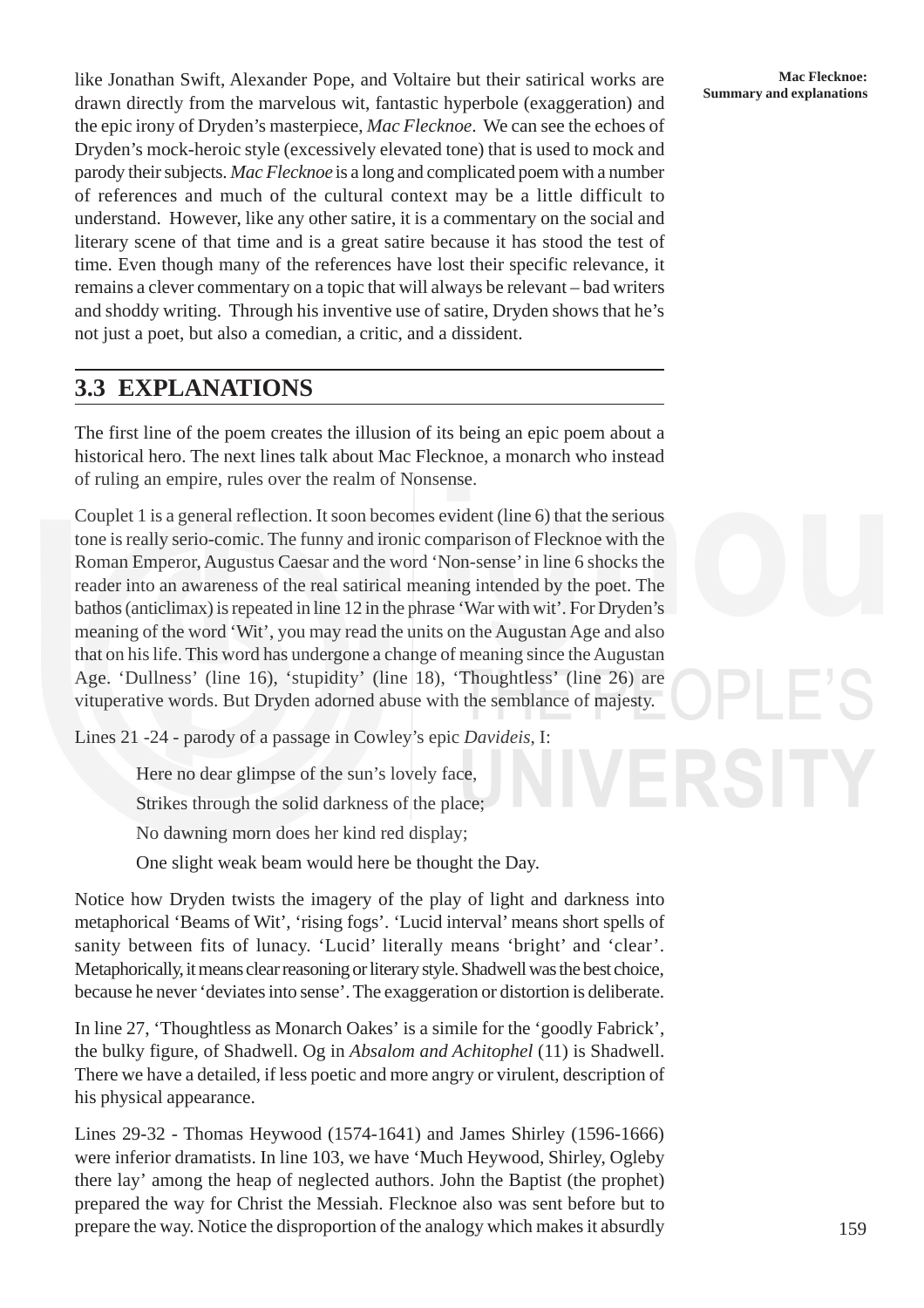like Jonathan Swift, Alexander Pope, and Voltaire but their satirical works are drawn directly from the marvelous wit, fantastic hyperbole (exaggeration) and the epic irony of Dryden's masterpiece, *Mac Flecknoe*. We can see the echoes of Dryden's mock-heroic style (excessively elevated tone) that is used to mock and parody their subjects. *Mac Flecknoe* is a long and complicated poem with a number of references and much of the cultural context may be a little difficult to understand. However, like any other satire, it is a commentary on the social and literary scene of that time and is a great satire because it has stood the test of time. Even though many of the references have lost their specific relevance, it remains a clever commentary on a topic that will always be relevant – bad writers and shoddy writing. Through his inventive use of satire, Dryden shows that he's not just a poet, but also a comedian, a critic, and a dissident.

## 3.3 EXPLANATIONS

The first line of the poem creates the illusion of its being an epic poem about a historical hero. The next lines talk about Mac Flecknoe, a monarch who instead of ruling an empire, rules over the realm of Nonsense.

Couplet 1 is a general reflection. It soon becomes evident (line 6) that the serious tone is really serio-comic. The funny and ironic comparison of Flecknoe with the Roman Emperor, Augustus Caesar and the word 'Non-sense' in line 6 shocks the reader into an awareness of the real satirical meaning intended by the poet. The bathos (anticlimax) is repeated in line 12 in the phrase 'War with wit'. For Dryden's meaning of the word 'Wit', you may read the units on the Augustan Age and also that on his life. This word has undergone a change of meaning since the Augustan Age. 'Dullness' (line 16), 'stupidity' (line 18), 'Thoughtless' (line 26) are vituperative words. But Dryden adorned abuse with the semblance of majesty.

Lines 21 -24 - parody of a passage in Cowley's epic *Davideis*, I:

> Here no dear glimpse of the sun's lovely face,
>
> Strikes through the solid darkness of the place;
>
> No dawning morn does her kind red display;
>
> One slight weak beam would here be thought the Day.

Notice how Dryden twists the imagery of the play of light and darkness into metaphorical 'Beams of Wit', 'rising fogs'. 'Lucid interval' means short spells of sanity between fits of lunacy. 'Lucid' literally means 'bright' and 'clear'. Metaphorically, it means clear reasoning or literary style. Shadwell was the best choice, because he never 'deviates into sense'. The exaggeration or distortion is deliberate.

In line 27, 'Thoughtless as Monarch Oakes' is a simile for the 'goodly Fabrick', the bulky figure, of Shadwell. Og in *Absalom and Achitophel* (11) is Shadwell. There we have a detailed, if less poetic and more angry or virulent, description of his physical appearance.

Lines 29-32 - Thomas Heywood (1574-1641) and James Shirley (1596-1666) were inferior dramatists. In line 103, we have 'Much Heywood, Shirley, Ogleby there lay' among the heap of neglected authors. John the Baptist (the prophet) prepared the way for Christ the Messiah. Flecknoe also was sent before but to prepare the way. Notice the disproportion of the analogy which makes it absurdly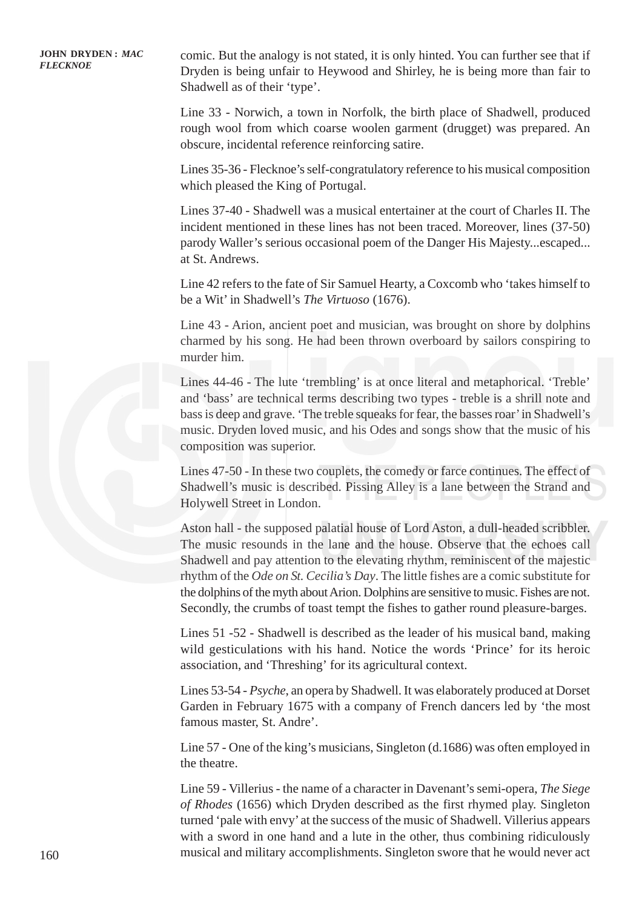comic. But the analogy is not stated, it is only hinted. You can further see that if Dryden is being unfair to Heywood and Shirley, he is being more than fair to Shadwell as of their 'type'.

Line 33 - Norwich, a town in Norfolk, the birth place of Shadwell, produced rough wool from which coarse woolen garment (drugget) was prepared. An obscure, incidental reference reinforcing satire.

Lines 35-36 - Flecknoe's self-congratulatory reference to his musical composition which pleased the King of Portugal.

Lines 37-40 - Shadwell was a musical entertainer at the court of Charles II. The incident mentioned in these lines has not been traced. Moreover, lines (37-50) parody Waller's serious occasional poem of the Danger His Majesty...escaped... at St. Andrews.

Line 42 refers to the fate of Sir Samuel Hearty, a Coxcomb who 'takes himself to be a Wit' in Shadwell's *The Virtuoso* (1676).

Line 43 - Arion, ancient poet and musician, was brought on shore by dolphins charmed by his song. He had been thrown overboard by sailors conspiring to murder him.

Lines 44-46 - The lute 'trembling' is at once literal and metaphorical. 'Treble' and 'bass' are technical terms describing two types - treble is a shrill note and bass is deep and grave. 'The treble squeaks for fear, the basses roar' in Shadwell's music. Dryden loved music, and his Odes and songs show that the music of his composition was superior.

Lines 47-50 - In these two couplets, the comedy or farce continues. The effect of Shadwell's music is described. Pissing Alley is a lane between the Strand and Holywell Street in London.

Aston hall - the supposed palatial house of Lord Aston, a dull-headed scribbler. The music resounds in the lane and the house. Observe that the echoes call Shadwell and pay attention to the elevating rhythm, reminiscent of the majestic rhythm of the *Ode on St. Cecilia's Day*. The little fishes are a comic substitute for the dolphins of the myth about Arion. Dolphins are sensitive to music. Fishes are not. Secondly, the crumbs of toast tempt the fishes to gather round pleasure-barges.

Lines 51 -52 - Shadwell is described as the leader of his musical band, making wild gesticulations with his hand. Notice the words 'Prince' for its heroic association, and 'Threshing' for its agricultural context.

Lines 53-54 - *Psyche*, an opera by Shadwell. It was elaborately produced at Dorset Garden in February 1675 with a company of French dancers led by 'the most famous master, St. Andre'.

Line 57 - One of the king's musicians, Singleton (d.1686) was often employed in the theatre.

Line 59 - Villerius - the name of a character in Davenant's semi-opera, *The Siege of Rhodes* (1656) which Dryden described as the first rhymed play. Singleton turned 'pale with envy' at the success of the music of Shadwell. Villerius appears with a sword in one hand and a lute in the other, thus combining ridiculously musical and military accomplishments. Singleton swore that he would never act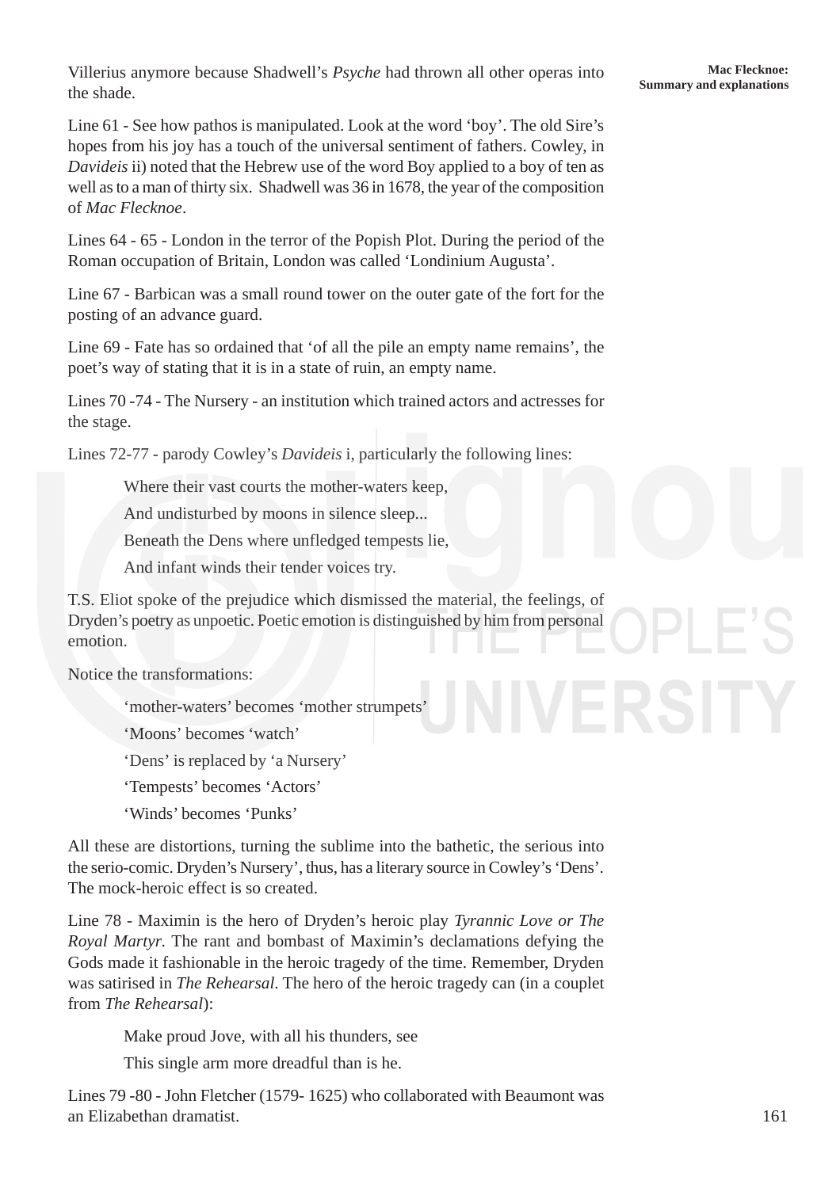Villerius anymore because Shadwell's *Psyche* had thrown all other operas into the shade.

Line 61 - See how pathos is manipulated. Look at the word 'boy'. The old Sire's hopes from his joy has a touch of the universal sentiment of fathers. Cowley, in *Davideis* ii) noted that the Hebrew use of the word Boy applied to a boy of ten as well as to a man of thirty six. Shadwell was 36 in 1678, the year of the composition of *Mac Flecknoe*.

Lines 64 - 65 - London in the terror of the Popish Plot. During the period of the Roman occupation of Britain, London was called 'Londinium Augusta'.

Line 67 - Barbican was a small round tower on the outer gate of the fort for the posting of an advance guard.

Line 69 - Fate has so ordained that 'of all the pile an empty name remains', the poet's way of stating that it is in a state of ruin, an empty name.

Lines 70 -74 - The Nursery - an institution which trained actors and actresses for the stage.

Lines 72-77 - parody Cowley's *Davideis* i, particularly the following lines:

> Where their vast courts the mother-waters keep,
>
> And undisturbed by moons in silence sleep...
>
> Beneath the Dens where unfledged tempests lie,
>
> And infant winds their tender voices try.

T.S. Eliot spoke of the prejudice which dismissed the material, the feelings, of Dryden's poetry as unpoetic. Poetic emotion is distinguished by him from personal emotion.

Notice the transformations:

> 'mother-waters' becomes 'mother strumpets'
>
> 'Moons' becomes 'watch'
>
> 'Dens' is replaced by 'a Nursery'
>
> 'Tempests' becomes 'Actors'
>
> 'Winds' becomes 'Punks'

All these are distortions, turning the sublime into the bathetic, the serious into the serio-comic. Dryden's Nursery', thus, has a literary source in Cowley's 'Dens'. The mock-heroic effect is so created.

Line 78 - Maximin is the hero of Dryden's heroic play *Tyrannic Love or The Royal Martyr*. The rant and bombast of Maximin's declamations defying the Gods made it fashionable in the heroic tragedy of the time. Remember, Dryden was satirised in *The Rehearsal*. The hero of the heroic tragedy can (in a couplet from *The Rehearsal*):

> Make proud Jove, with all his thunders, see
>
> This single arm more dreadful than is he.

Lines 79 -80 - John Fletcher (1579- 1625) who collaborated with Beaumont was an Elizabethan dramatist.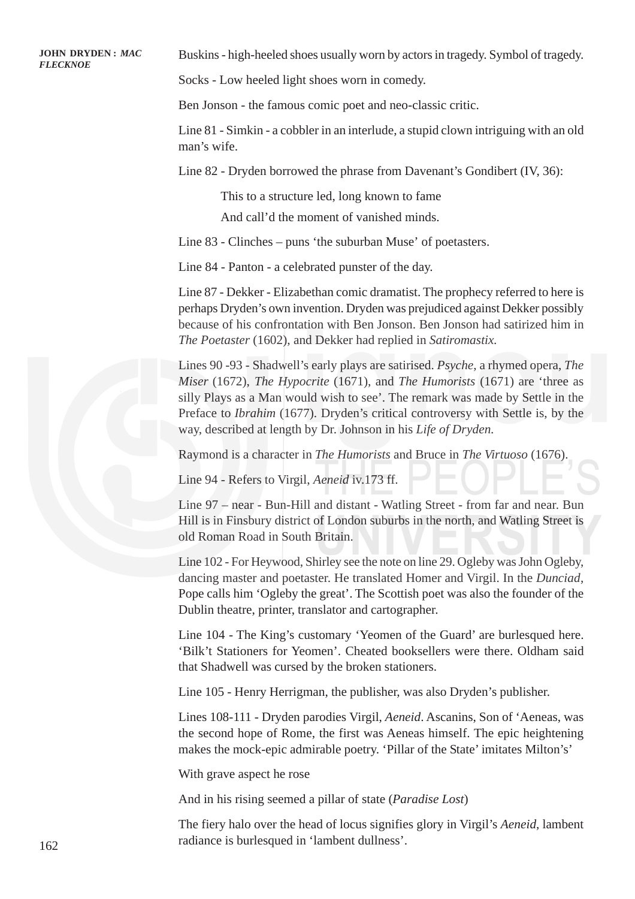Buskins - high-heeled shoes usually worn by actors in tragedy. Symbol of tragedy.

Socks - Low heeled light shoes worn in comedy.

Ben Jonson - the famous comic poet and neo-classic critic.

Line 81 - Simkin - a cobbler in an interlude, a stupid clown intriguing with an old man's wife.

Line 82 - Dryden borrowed the phrase from Davenant's Gondibert (IV, 36):

> This to a structure led, long known to fame
>
> And call'd the moment of vanished minds.

Line 83 - Clinches – puns 'the suburban Muse' of poetasters.

Line 84 - Panton - a celebrated punster of the day.

Line 87 - Dekker - Elizabethan comic dramatist. The prophecy referred to here is perhaps Dryden's own invention. Dryden was prejudiced against Dekker possibly because of his confrontation with Ben Jonson. Ben Jonson had satirized him in *The Poetaster* (1602), and Dekker had replied in *Satiromastix.*

Lines 90 -93 - Shadwell's early plays are satirised. *Psyche*, a rhymed opera, *The Miser* (1672), *The Hypocrite* (1671), and *The Humorists* (1671) are 'three as silly Plays as a Man would wish to see'. The remark was made by Settle in the Preface to *Ibrahim* (1677). Dryden's critical controversy with Settle is, by the way, described at length by Dr. Johnson in his *Life of Dryden.*

Raymond is a character in *The Humorists* and Bruce in *The Virtuoso* (1676).

Line 94 - Refers to Virgil, *Aeneid* iv.173 ff.

Line 97 – near - Bun-Hill and distant - Watling Street - from far and near. Bun Hill is in Finsbury district of London suburbs in the north, and Watling Street is old Roman Road in South Britain.

Line 102 - For Heywood, Shirley see the note on line 29. Ogleby was John Ogleby, dancing master and poetaster. He translated Homer and Virgil. In the *Dunciad*, Pope calls him 'Ogleby the great'. The Scottish poet was also the founder of the Dublin theatre, printer, translator and cartographer.

Line 104 - The King's customary 'Yeomen of the Guard' are burlesqued here. 'Bilk't Stationers for Yeomen'. Cheated booksellers were there. Oldham said that Shadwell was cursed by the broken stationers.

Line 105 - Henry Herrigman, the publisher, was also Dryden's publisher.

Lines 108-111 - Dryden parodies Virgil, *Aeneid*. Ascanins, Son of 'Aeneas, was the second hope of Rome, the first was Aeneas himself. The epic heightening makes the mock-epic admirable poetry. 'Pillar of the State' imitates Milton's'

With grave aspect he rose

And in his rising seemed a pillar of state (*Paradise Lost*)

The fiery halo over the head of locus signifies glory in Virgil's *Aeneid*, lambent radiance is burlesqued in 'lambent dullness'.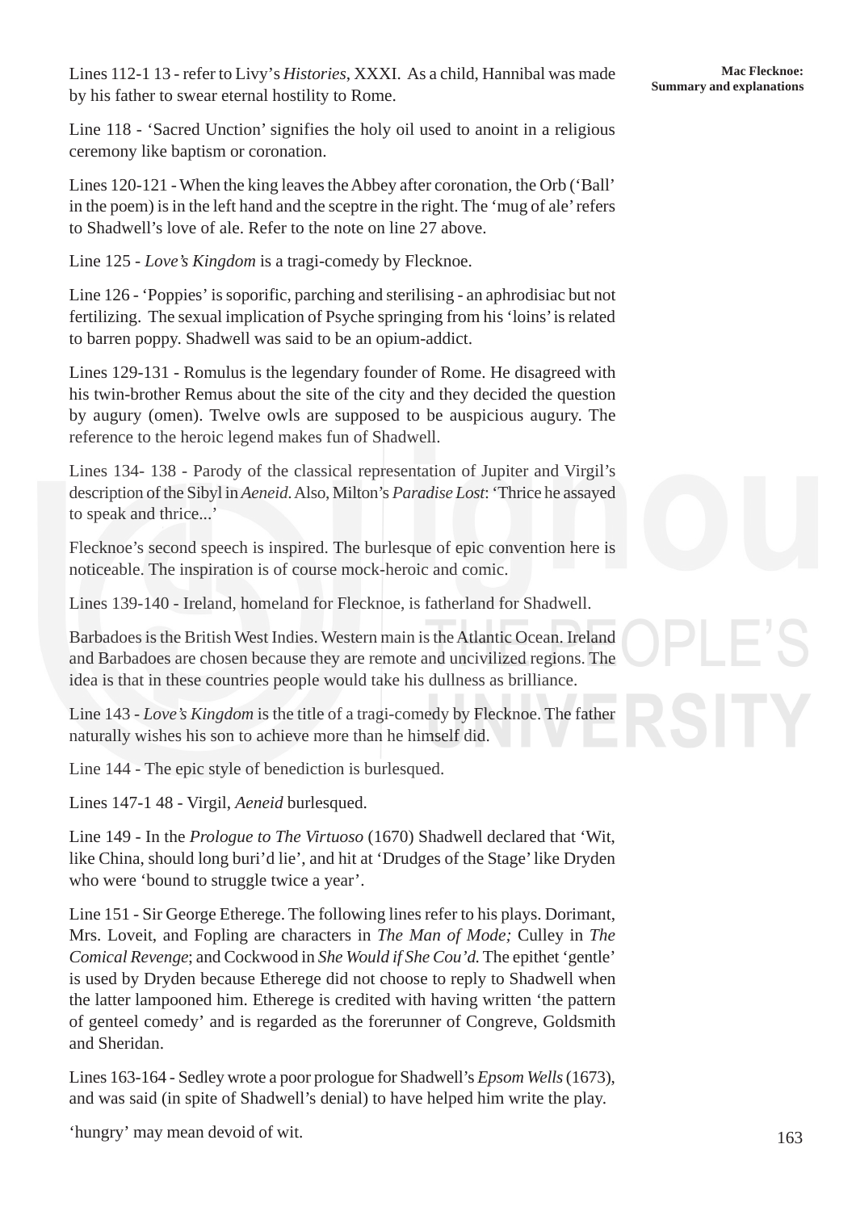Lines 112-1 13 - refer to Livy's *Histories*, XXXI. As a child, Hannibal was made by his father to swear eternal hostility to Rome.

Line 118 - 'Sacred Unction' signifies the holy oil used to anoint in a religious ceremony like baptism or coronation.

Lines 120-121 - When the king leaves the Abbey after coronation, the Orb ('Ball' in the poem) is in the left hand and the sceptre in the right. The 'mug of ale' refers to Shadwell's love of ale. Refer to the note on line 27 above.

Line 125 - *Love's Kingdom* is a tragi-comedy by Flecknoe.

Line 126 - 'Poppies' is soporific, parching and sterilising - an aphrodisiac but not fertilizing. The sexual implication of Psyche springing from his 'loins' is related to barren poppy. Shadwell was said to be an opium-addict.

Lines 129-131 - Romulus is the legendary founder of Rome. He disagreed with his twin-brother Remus about the site of the city and they decided the question by augury (omen). Twelve owls are supposed to be auspicious augury. The reference to the heroic legend makes fun of Shadwell.

Lines 134- 138 - Parody of the classical representation of Jupiter and Virgil's description of the Sibyl in *Aeneid*. Also, Milton's *Paradise Lost*: 'Thrice he assayed to speak and thrice...'

Flecknoe's second speech is inspired. The burlesque of epic convention here is noticeable. The inspiration is of course mock-heroic and comic.

Lines 139-140 - Ireland, homeland for Flecknoe, is fatherland for Shadwell.

Barbadoes is the British West Indies. Western main is the Atlantic Ocean. Ireland and Barbadoes are chosen because they are remote and uncivilized regions. The idea is that in these countries people would take his dullness as brilliance.

Line 143 - *Love's Kingdom* is the title of a tragi-comedy by Flecknoe. The father naturally wishes his son to achieve more than he himself did.

Line 144 - The epic style of benediction is burlesqued.

Lines 147-1 48 - Virgil, *Aeneid* burlesqued.

Line 149 - In the *Prologue to The Virtuoso* (1670) Shadwell declared that 'Wit, like China, should long buri'd lie', and hit at 'Drudges of the Stage' like Dryden who were 'bound to struggle twice a year'.

Line 151 - Sir George Etherege. The following lines refer to his plays. Dorimant, Mrs. Loveit, and Fopling are characters in *The Man of Mode;* Culley in *The Comical Revenge*; and Cockwood in *She Would if She Cou'd.* The epithet 'gentle' is used by Dryden because Etherege did not choose to reply to Shadwell when the latter lampooned him. Etherege is credited with having written 'the pattern of genteel comedy' and is regarded as the forerunner of Congreve, Goldsmith and Sheridan.

Lines 163-164 - Sedley wrote a poor prologue for Shadwell's *Epsom Wells* (1673), and was said (in spite of Shadwell's denial) to have helped him write the play.

'hungry' may mean devoid of wit.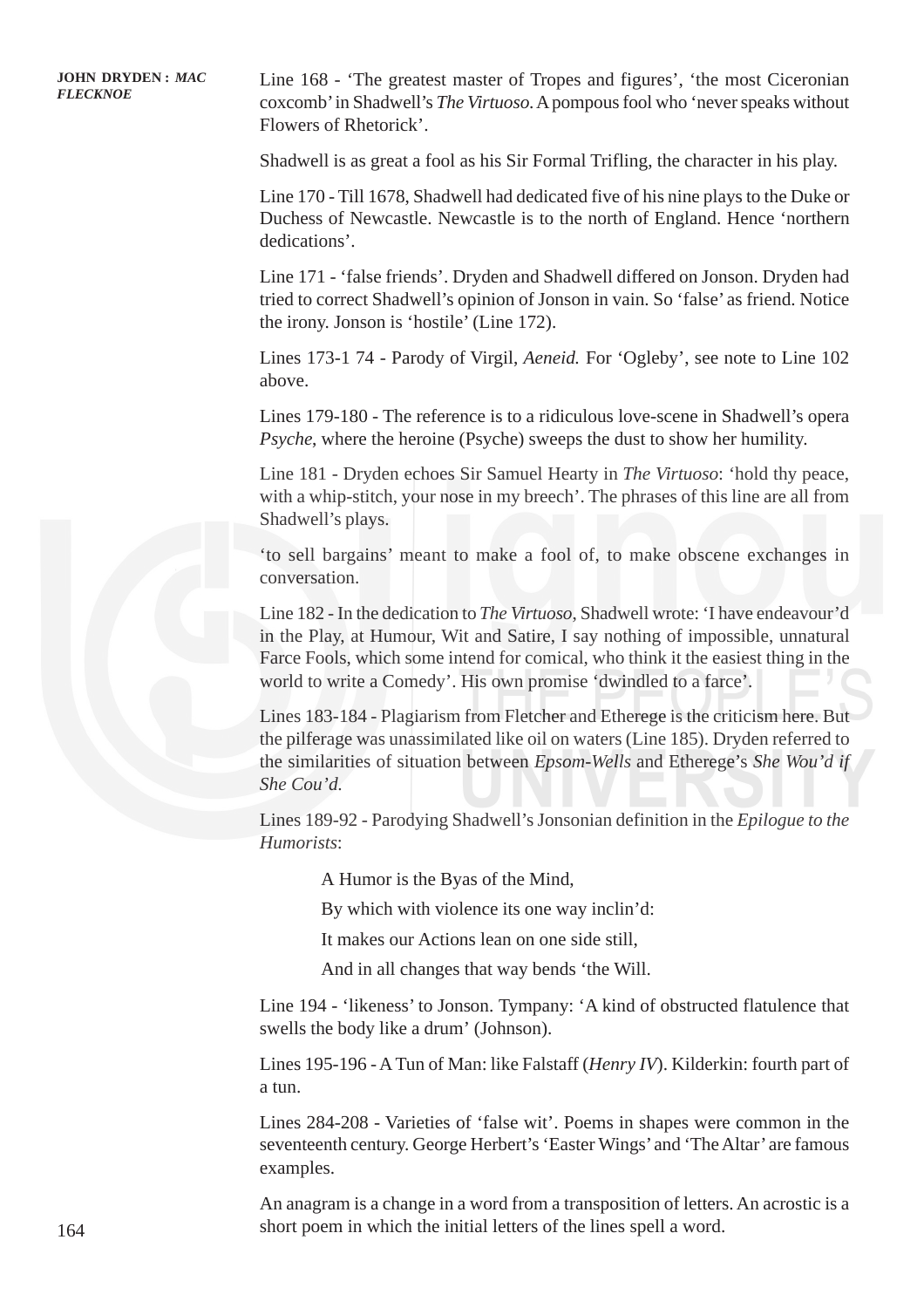Line 168 - 'The greatest master of Tropes and figures', 'the most Ciceronian coxcomb' in Shadwell's *The Virtuoso*. A pompous fool who 'never speaks without Flowers of Rhetorick'.

Shadwell is as great a fool as his Sir Formal Trifling, the character in his play.

Line 170 - Till 1678, Shadwell had dedicated five of his nine plays to the Duke or Duchess of Newcastle. Newcastle is to the north of England. Hence 'northern dedications'.

Line 171 - 'false friends'. Dryden and Shadwell differed on Jonson. Dryden had tried to correct Shadwell's opinion of Jonson in vain. So 'false' as friend. Notice the irony. Jonson is 'hostile' (Line 172).

Lines 173-1 74 - Parody of Virgil, *Aeneid.* For 'Ogleby', see note to Line 102 above.

Lines 179-180 - The reference is to a ridiculous love-scene in Shadwell's opera *Psyche*, where the heroine (Psyche) sweeps the dust to show her humility.

Line 181 - Dryden echoes Sir Samuel Hearty in *The Virtuoso*: 'hold thy peace, with a whip-stitch, your nose in my breech'. The phrases of this line are all from Shadwell's plays.

'to sell bargains' meant to make a fool of, to make obscene exchanges in conversation.

Line 182 - In the dedication to *The Virtuoso*, Shadwell wrote: 'I have endeavour'd in the Play, at Humour, Wit and Satire, I say nothing of impossible, unnatural Farce Fools, which some intend for comical, who think it the easiest thing in the world to write a Comedy'. His own promise 'dwindled to a farce'.

Lines 183-184 - Plagiarism from Fletcher and Etherege is the criticism here. But the pilferage was unassimilated like oil on waters (Line 185). Dryden referred to the similarities of situation between *Epsom-Wells* and Etherege's *She Wou'd if She Cou'd.*

Lines 189-92 - Parodying Shadwell's Jonsonian definition in the *Epilogue to the Humorists*:

> A Humor is the Byas of the Mind,
>
> By which with violence its one way inclin'd:
>
> It makes our Actions lean on one side still,
>
> And in all changes that way bends 'the Will.

Line 194 - 'likeness' to Jonson. Tympany: 'A kind of obstructed flatulence that swells the body like a drum' (Johnson).

Lines 195-196 - A Tun of Man: like Falstaff (*Henry IV*). Kilderkin: fourth part of a tun.

Lines 284-208 - Varieties of 'false wit'. Poems in shapes were common in the seventeenth century. George Herbert's 'Easter Wings' and 'The Altar' are famous examples.

An anagram is a change in a word from a transposition of letters. An acrostic is a short poem in which the initial letters of the lines spell a word.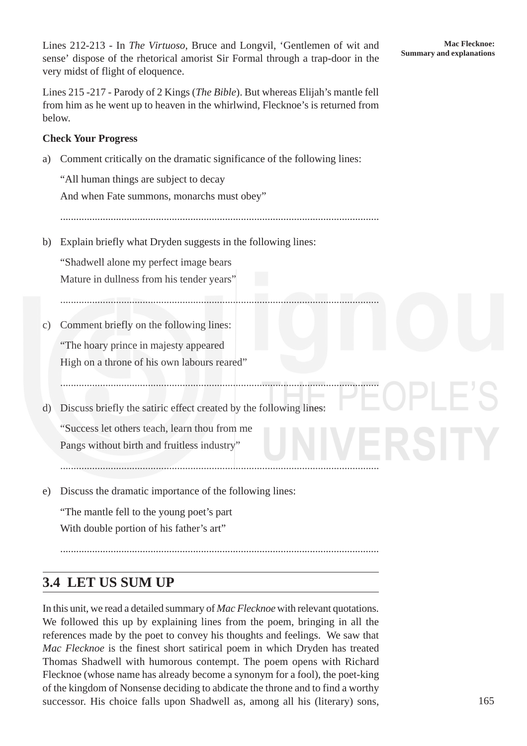Lines 212-213 - In *The Virtuoso*, Bruce and Longvil, 'Gentlemen of wit and sense' dispose of the rhetorical amorist Sir Formal through a trap-door in the very midst of flight of eloquence.

Lines 215 -217 - Parody of 2 Kings (*The Bible*). But whereas Elijah's mantle fell from him as he went up to heaven in the whirlwind, Flecknoe's is returned from below.

**Check Your Progress**

a) Comment critically on the dramatic significance of the following lines:

"All human things are subject to decay

And when Fate summons, monarchs must obey"

......................................................................................................................

b) Explain briefly what Dryden suggests in the following lines:

"Shadwell alone my perfect image bears

Mature in dullness from his tender years"

......................................................................................................................

c) Comment briefly on the following lines:

"The hoary prince in majesty appeared

High on a throne of his own labours reared"

......................................................................................................................

d) Discuss briefly the satiric effect created by the following lines:

"Success let others teach, learn thou from me

Pangs without birth and fruitless industry"

......................................................................................................................

e) Discuss the dramatic importance of the following lines:

"The mantle fell to the young poet's part

With double portion of his father's art"

......................................................................................................................

## 3.4 LET US SUM UP

In this unit, we read a detailed summary of *Mac Flecknoe* with relevant quotations. We followed this up by explaining lines from the poem, bringing in all the references made by the poet to convey his thoughts and feelings. We saw that *Mac Flecknoe* is the finest short satirical poem in which Dryden has treated Thomas Shadwell with humorous contempt. The poem opens with Richard Flecknoe (whose name has already become a synonym for a fool), the poet-king of the kingdom of Nonsense deciding to abdicate the throne and to find a worthy successor. His choice falls upon Shadwell as, among all his (literary) sons,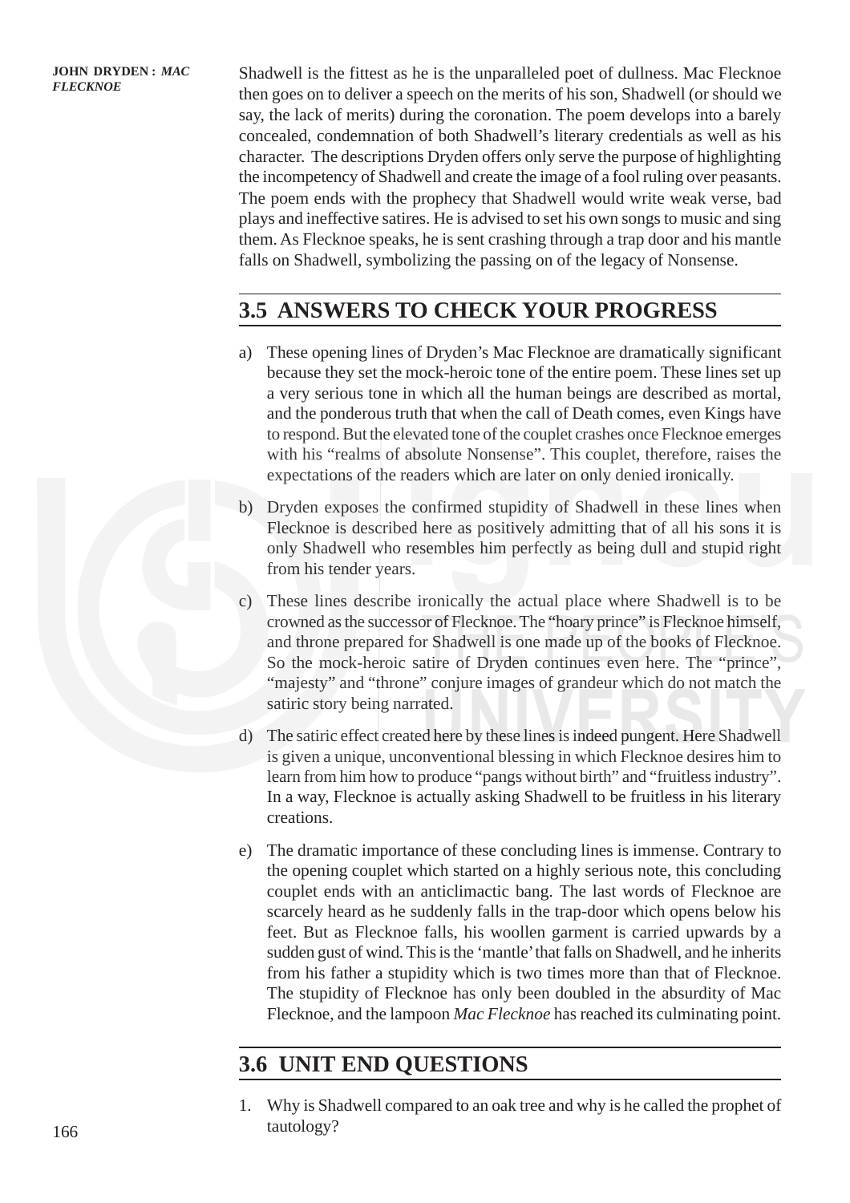Shadwell is the fittest as he is the unparalleled poet of dullness. Mac Flecknoe then goes on to deliver a speech on the merits of his son, Shadwell (or should we say, the lack of merits) during the coronation. The poem develops into a barely concealed, condemnation of both Shadwell's literary credentials as well as his character. The descriptions Dryden offers only serve the purpose of highlighting the incompetency of Shadwell and create the image of a fool ruling over peasants. The poem ends with the prophecy that Shadwell would write weak verse, bad plays and ineffective satires. He is advised to set his own songs to music and sing them. As Flecknoe speaks, he is sent crashing through a trap door and his mantle falls on Shadwell, symbolizing the passing on of the legacy of Nonsense.

## 3.5 ANSWERS TO CHECK YOUR PROGRESS

a) These opening lines of Dryden's Mac Flecknoe are dramatically significant because they set the mock-heroic tone of the entire poem. These lines set up a very serious tone in which all the human beings are described as mortal, and the ponderous truth that when the call of Death comes, even Kings have to respond. But the elevated tone of the couplet crashes once Flecknoe emerges with his "realms of absolute Nonsense". This couplet, therefore, raises the expectations of the readers which are later on only denied ironically.

b) Dryden exposes the confirmed stupidity of Shadwell in these lines when Flecknoe is described here as positively admitting that of all his sons it is only Shadwell who resembles him perfectly as being dull and stupid right from his tender years.

c) These lines describe ironically the actual place where Shadwell is to be crowned as the successor of Flecknoe. The "hoary prince" is Flecknoe himself, and throne prepared for Shadwell is one made up of the books of Flecknoe. So the mock-heroic satire of Dryden continues even here. The "prince", "majesty" and "throne" conjure images of grandeur which do not match the satiric story being narrated.

d) The satiric effect created here by these lines is indeed pungent. Here Shadwell is given a unique, unconventional blessing in which Flecknoe desires him to learn from him how to produce "pangs without birth" and "fruitless industry". In a way, Flecknoe is actually asking Shadwell to be fruitless in his literary creations.

e) The dramatic importance of these concluding lines is immense. Contrary to the opening couplet which started on a highly serious note, this concluding couplet ends with an anticlimactic bang. The last words of Flecknoe are scarcely heard as he suddenly falls in the trap-door which opens below his feet. But as Flecknoe falls, his woollen garment is carried upwards by a sudden gust of wind. This is the 'mantle' that falls on Shadwell, and he inherits from his father a stupidity which is two times more than that of Flecknoe. The stupidity of Flecknoe has only been doubled in the absurdity of Mac Flecknoe, and the lampoon *Mac Flecknoe* has reached its culminating point.

## 3.6 UNIT END QUESTIONS

1. Why is Shadwell compared to an oak tree and why is he called the prophet of tautology?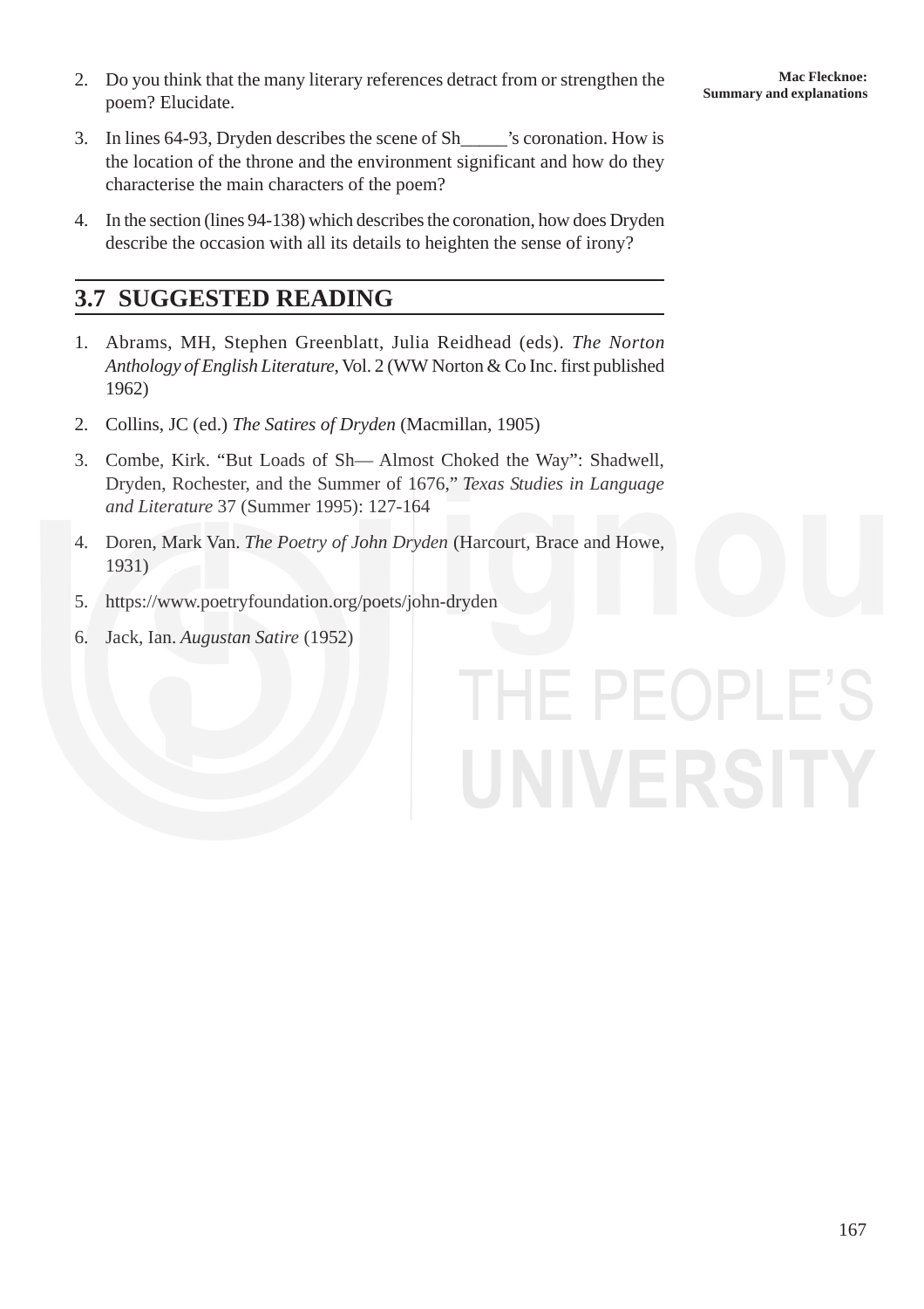2. Do you think that the many literary references detract from or strengthen the poem? Elucidate.

3. In lines 64-93, Dryden describes the scene of Sh_____'s coronation. How is the location of the throne and the environment significant and how do they characterise the main characters of the poem?

4. In the section (lines 94-138) which describes the coronation, how does Dryden describe the occasion with all its details to heighten the sense of irony?

## 3.7 SUGGESTED READING

1. Abrams, MH, Stephen Greenblatt, Julia Reidhead (eds). *The Norton Anthology of English Literature*, Vol. 2 (WW Norton & Co Inc. first published 1962)

2. Collins, JC (ed.) *The Satires of Dryden* (Macmillan, 1905)

3. Combe, Kirk. "But Loads of Sh— Almost Choked the Way": Shadwell, Dryden, Rochester, and the Summer of 1676," *Texas Studies in Language and Literature* 37 (Summer 1995): 127-164

4. Doren, Mark Van. *The Poetry of John Dryden* (Harcourt, Brace and Howe, 1931)

5. https://www.poetryfoundation.org/poets/john-dryden

6. Jack, Ian. *Augustan Satire* (1952)